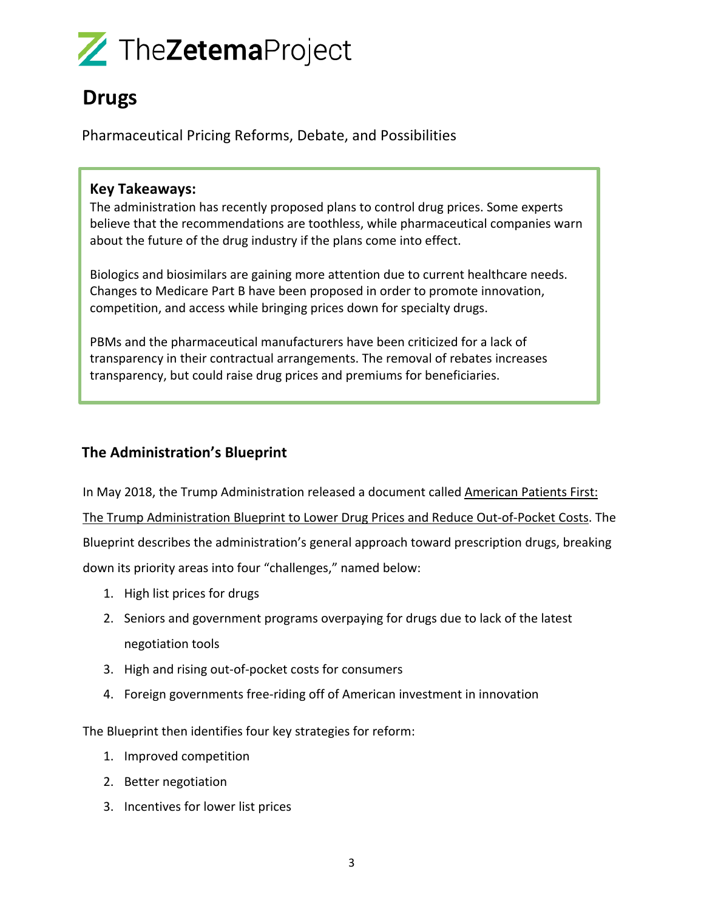TheZetemaProject

# Drugs

Pharmaceutical Pricing Reforms, Debate, and Possibilities

**Key Takeaways:**

The administration has recently proposed plans to control drug prices. Some experts believe that the recommendations are toothless, while pharmaceutical companies warn about the future of the drug industry if the plans come into effect.

Biologics and biosimilars are gaining more attention due to current healthcare needs. Changes to Medicare Part B have been proposed in order to promote innovation, competition, and access while bringing prices down for specialty drugs.

PBMs and the pharmaceutical manufacturers have been criticized for a lack of transparency in their contractual arrangements. The removal of rebates increases transparency, but could raise drug prices and premiums for beneficiaries.

## The Administration's Blueprint

In May 2018, the Trump Administration released a document called American Patients First: The Trump Administration Blueprint to Lower Drug Prices and Reduce Out-of-Pocket Costs. The Blueprint describes the administration's general approach toward prescription drugs, breaking down its priority areas into four "challenges," named below:

1. High list prices for drugs
2. Seniors and government programs overpaying for drugs due to lack of the latest negotiation tools
3. High and rising out-of-pocket costs for consumers
4. Foreign governments free-riding off of American investment in innovation

The Blueprint then identifies four key strategies for reform:

1. Improved competition
2. Better negotiation
3. Incentives for lower list prices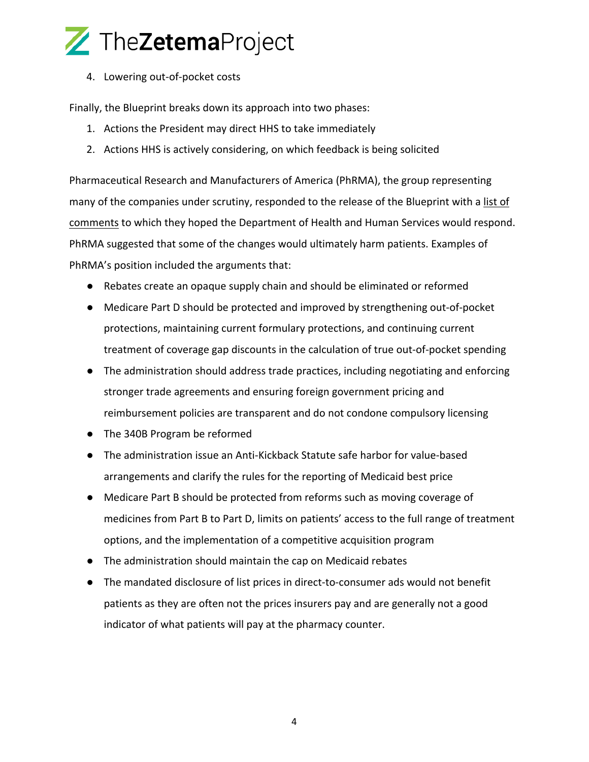4. Lowering out-of-pocket costs

Finally, the Blueprint breaks down its approach into two phases:

1. Actions the President may direct HHS to take immediately
2. Actions HHS is actively considering, on which feedback is being solicited

Pharmaceutical Research and Manufacturers of America (PhRMA), the group representing many of the companies under scrutiny, responded to the release of the Blueprint with a list of comments to which they hoped the Department of Health and Human Services would respond. PhRMA suggested that some of the changes would ultimately harm patients. Examples of PhRMA's position included the arguments that:

- Rebates create an opaque supply chain and should be eliminated or reformed
- Medicare Part D should be protected and improved by strengthening out-of-pocket protections, maintaining current formulary protections, and continuing current treatment of coverage gap discounts in the calculation of true out-of-pocket spending
- The administration should address trade practices, including negotiating and enforcing stronger trade agreements and ensuring foreign government pricing and reimbursement policies are transparent and do not condone compulsory licensing
- The 340B Program be reformed
- The administration issue an Anti-Kickback Statute safe harbor for value-based arrangements and clarify the rules for the reporting of Medicaid best price
- Medicare Part B should be protected from reforms such as moving coverage of medicines from Part B to Part D, limits on patients' access to the full range of treatment options, and the implementation of a competitive acquisition program
- The administration should maintain the cap on Medicaid rebates
- The mandated disclosure of list prices in direct-to-consumer ads would not benefit patients as they are often not the prices insurers pay and are generally not a good indicator of what patients will pay at the pharmacy counter.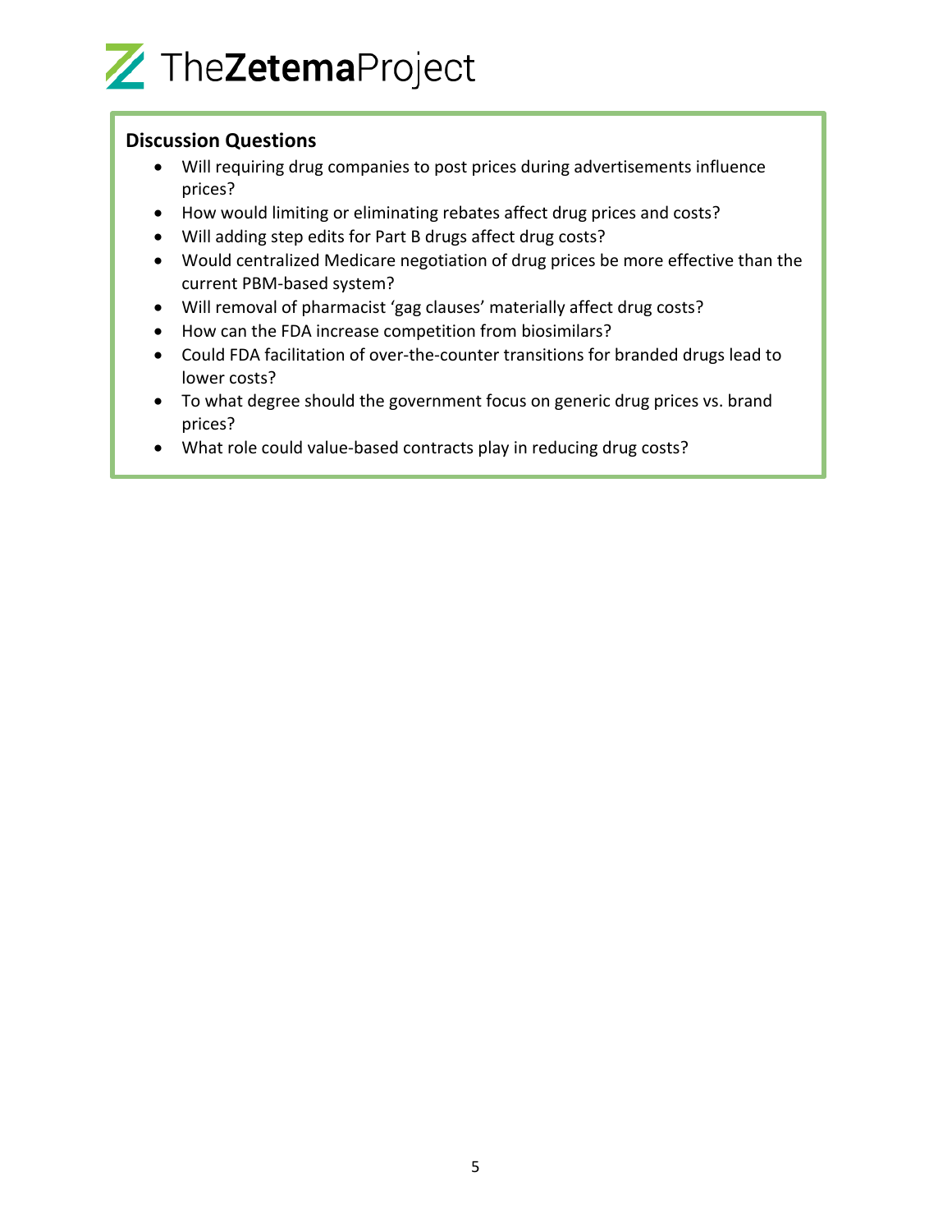## Discussion Questions

- Will requiring drug companies to post prices during advertisements influence prices?
- How would limiting or eliminating rebates affect drug prices and costs?
- Will adding step edits for Part B drugs affect drug costs?
- Would centralized Medicare negotiation of drug prices be more effective than the current PBM-based system?
- Will removal of pharmacist 'gag clauses' materially affect drug costs?
- How can the FDA increase competition from biosimilars?
- Could FDA facilitation of over-the-counter transitions for branded drugs lead to lower costs?
- To what degree should the government focus on generic drug prices vs. brand prices?
- What role could value-based contracts play in reducing drug costs?